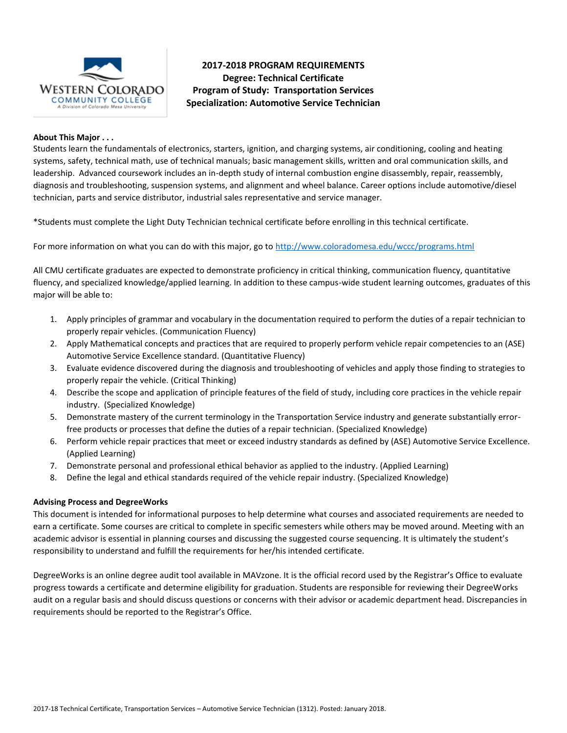**2017-2018 PROGRAM REQUIREMENTS**
**Degree: Technical Certificate**
**Program of Study: Transportation Services**
**Specialization: Automotive Service Technician**

**About This Major . . .**

Students learn the fundamentals of electronics, starters, ignition, and charging systems, air conditioning, cooling and heating systems, safety, technical math, use of technical manuals; basic management skills, written and oral communication skills, and leadership. Advanced coursework includes an in-depth study of internal combustion engine disassembly, repair, reassembly, diagnosis and troubleshooting, suspension systems, and alignment and wheel balance. Career options include automotive/diesel technician, parts and service distributor, industrial sales representative and service manager.

*Students must complete the Light Duty Technician technical certificate before enrolling in this technical certificate.

For more information on what you can do with this major, go to http://www.coloradomesa.edu/wccc/programs.html

All CMU certificate graduates are expected to demonstrate proficiency in critical thinking, communication fluency, quantitative fluency, and specialized knowledge/applied learning. In addition to these campus-wide student learning outcomes, graduates of this major will be able to:

1. Apply principles of grammar and vocabulary in the documentation required to perform the duties of a repair technician to properly repair vehicles. (Communication Fluency)
2. Apply Mathematical concepts and practices that are required to properly perform vehicle repair competencies to an (ASE) Automotive Service Excellence standard. (Quantitative Fluency)
3. Evaluate evidence discovered during the diagnosis and troubleshooting of vehicles and apply those finding to strategies to properly repair the vehicle. (Critical Thinking)
4. Describe the scope and application of principle features of the field of study, including core practices in the vehicle repair industry. (Specialized Knowledge)
5. Demonstrate mastery of the current terminology in the Transportation Service industry and generate substantially error-free products or processes that define the duties of a repair technician. (Specialized Knowledge)
6. Perform vehicle repair practices that meet or exceed industry standards as defined by (ASE) Automotive Service Excellence. (Applied Learning)
7. Demonstrate personal and professional ethical behavior as applied to the industry. (Applied Learning)
8. Define the legal and ethical standards required of the vehicle repair industry. (Specialized Knowledge)

**Advising Process and DegreeWorks**

This document is intended for informational purposes to help determine what courses and associated requirements are needed to earn a certificate. Some courses are critical to complete in specific semesters while others may be moved around. Meeting with an academic advisor is essential in planning courses and discussing the suggested course sequencing. It is ultimately the student's responsibility to understand and fulfill the requirements for her/his intended certificate.

DegreeWorks is an online degree audit tool available in MAVzone. It is the official record used by the Registrar's Office to evaluate progress towards a certificate and determine eligibility for graduation. Students are responsible for reviewing their DegreeWorks audit on a regular basis and should discuss questions or concerns with their advisor or academic department head. Discrepancies in requirements should be reported to the Registrar's Office.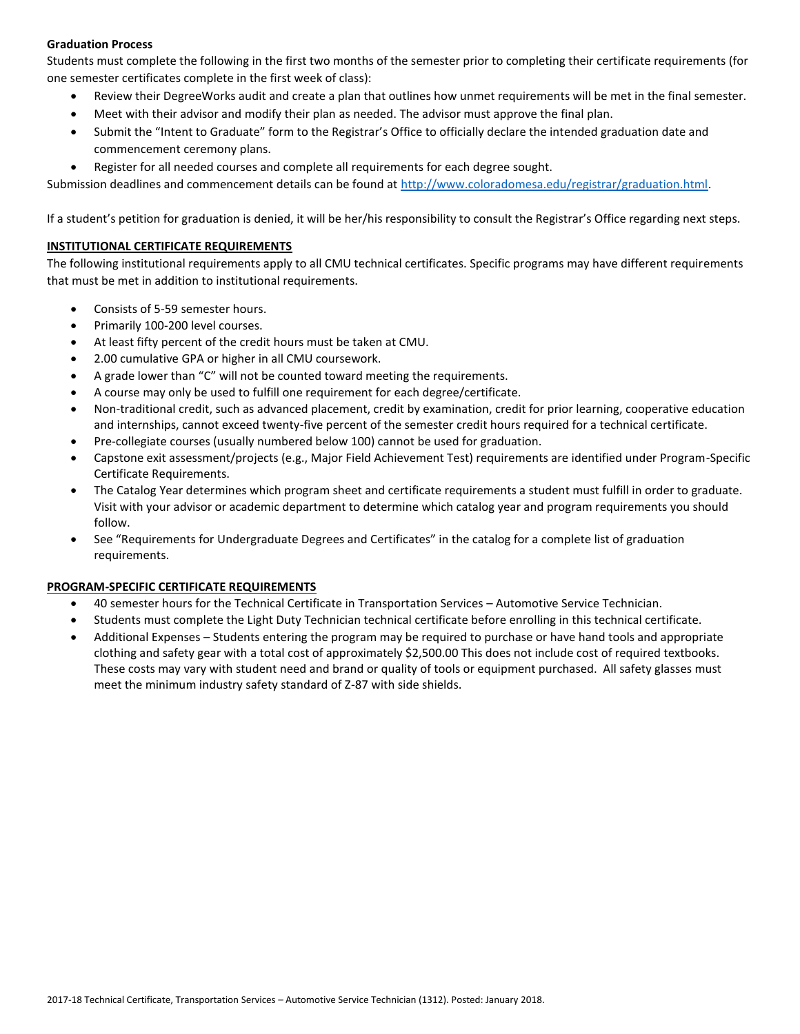**Graduation Process**

Students must complete the following in the first two months of the semester prior to completing their certificate requirements (for one semester certificates complete in the first week of class):

- Review their DegreeWorks audit and create a plan that outlines how unmet requirements will be met in the final semester.
- Meet with their advisor and modify their plan as needed. The advisor must approve the final plan.
- Submit the "Intent to Graduate" form to the Registrar's Office to officially declare the intended graduation date and commencement ceremony plans.
- Register for all needed courses and complete all requirements for each degree sought.

Submission deadlines and commencement details can be found at [http://www.coloradomesa.edu/registrar/graduation.html](http://www.coloradomesa.edu/registrar/graduation.html).

If a student's petition for graduation is denied, it will be her/his responsibility to consult the Registrar's Office regarding next steps.

## INSTITUTIONAL CERTIFICATE REQUIREMENTS

The following institutional requirements apply to all CMU technical certificates. Specific programs may have different requirements that must be met in addition to institutional requirements.

- Consists of 5-59 semester hours.
- Primarily 100-200 level courses.
- At least fifty percent of the credit hours must be taken at CMU.
- 2.00 cumulative GPA or higher in all CMU coursework.
- A grade lower than "C" will not be counted toward meeting the requirements.
- A course may only be used to fulfill one requirement for each degree/certificate.
- Non-traditional credit, such as advanced placement, credit by examination, credit for prior learning, cooperative education and internships, cannot exceed twenty-five percent of the semester credit hours required for a technical certificate.
- Pre-collegiate courses (usually numbered below 100) cannot be used for graduation.
- Capstone exit assessment/projects (e.g., Major Field Achievement Test) requirements are identified under Program-Specific Certificate Requirements.
- The Catalog Year determines which program sheet and certificate requirements a student must fulfill in order to graduate. Visit with your advisor or academic department to determine which catalog year and program requirements you should follow.
- See "Requirements for Undergraduate Degrees and Certificates" in the catalog for a complete list of graduation requirements.

## PROGRAM-SPECIFIC CERTIFICATE REQUIREMENTS

- 40 semester hours for the Technical Certificate in Transportation Services – Automotive Service Technician.
- Students must complete the Light Duty Technician technical certificate before enrolling in this technical certificate.
- Additional Expenses – Students entering the program may be required to purchase or have hand tools and appropriate clothing and safety gear with a total cost of approximately $2,500.00 This does not include cost of required textbooks. These costs may vary with student need and brand or quality of tools or equipment purchased. All safety glasses must meet the minimum industry safety standard of Z-87 with side shields.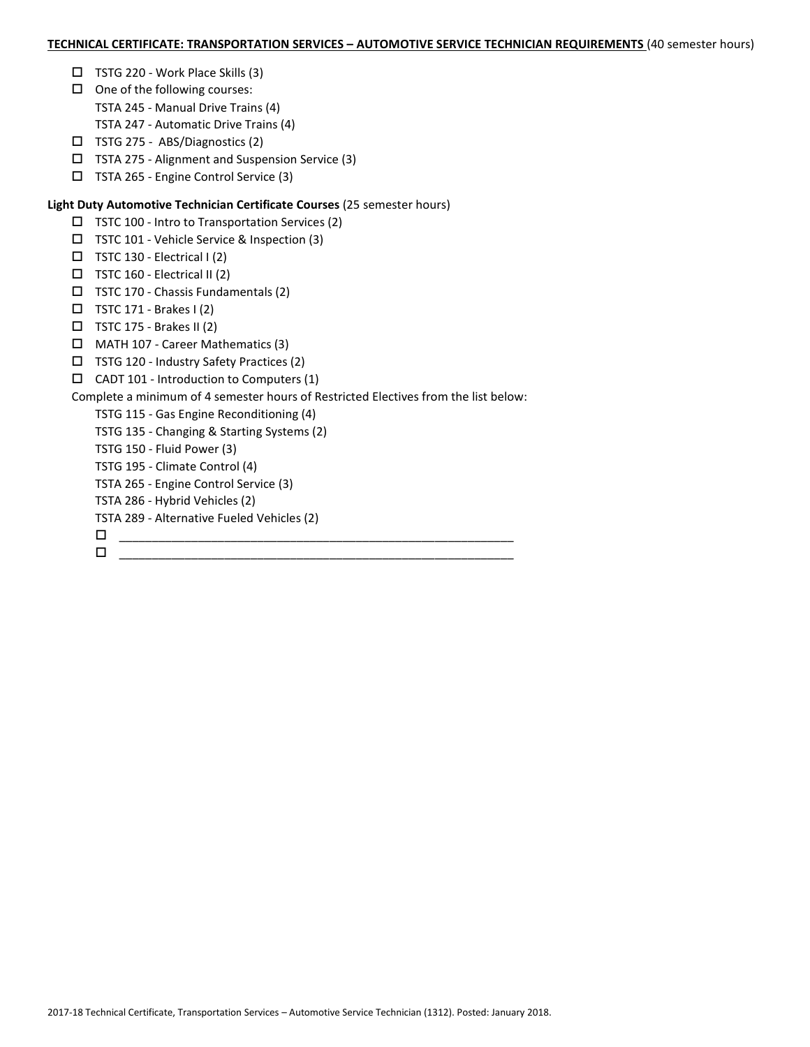**TECHNICAL CERTIFICATE: TRANSPORTATION SERVICES – AUTOMOTIVE SERVICE TECHNICIAN REQUIREMENTS** (40 semester hours)

- ☐ TSTG 220 - Work Place Skills (3)
- ☐ One of the following courses:
  - TSTA 245 - Manual Drive Trains (4)
  - TSTA 247 - Automatic Drive Trains (4)
- ☐ TSTG 275 - ABS/Diagnostics (2)
- ☐ TSTA 275 - Alignment and Suspension Service (3)
- ☐ TSTA 265 - Engine Control Service (3)

**Light Duty Automotive Technician Certificate Courses** (25 semester hours)

- ☐ TSTC 100 - Intro to Transportation Services (2)
- ☐ TSTC 101 - Vehicle Service & Inspection (3)
- ☐ TSTC 130 - Electrical I (2)
- ☐ TSTC 160 - Electrical II (2)
- ☐ TSTC 170 - Chassis Fundamentals (2)
- ☐ TSTC 171 - Brakes I (2)
- ☐ TSTC 175 - Brakes II (2)
- ☐ MATH 107 - Career Mathematics (3)
- ☐ TSTG 120 - Industry Safety Practices (2)
- ☐ CADT 101 - Introduction to Computers (1)

Complete a minimum of 4 semester hours of Restricted Electives from the list below:

- TSTG 115 - Gas Engine Reconditioning (4)
- TSTG 135 - Changing & Starting Systems (2)
- TSTG 150 - Fluid Power (3)
- TSTG 195 - Climate Control (4)
- TSTA 265 - Engine Control Service (3)
- TSTA 286 - Hybrid Vehicles (2)
- TSTA 289 - Alternative Fueled Vehicles (2)
- ☐ ____________________________________________________________
- ☐ ____________________________________________________________

2017-18 Technical Certificate, Transportation Services – Automotive Service Technician (1312). Posted: January 2018.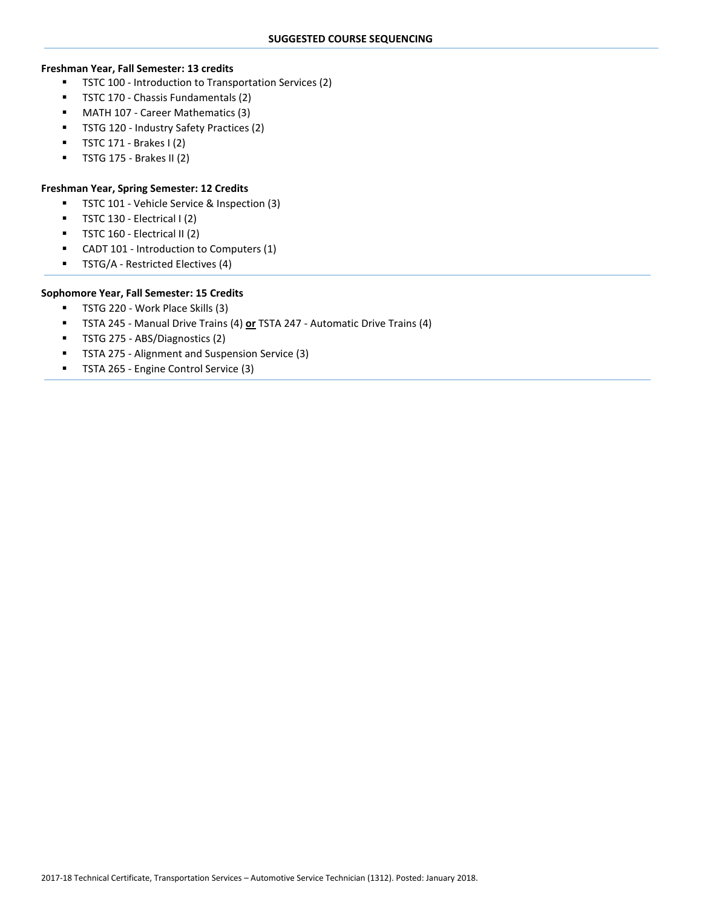## SUGGESTED COURSE SEQUENCING

**Freshman Year, Fall Semester: 13 credits**

- TSTC 100 - Introduction to Transportation Services (2)
- TSTC 170 - Chassis Fundamentals (2)
- MATH 107 - Career Mathematics (3)
- TSTG 120 - Industry Safety Practices (2)
- TSTC 171 - Brakes I (2)
- TSTG 175 - Brakes II (2)

**Freshman Year, Spring Semester: 12 Credits**

- TSTC 101 - Vehicle Service & Inspection (3)
- TSTC 130 - Electrical I (2)
- TSTC 160 - Electrical II (2)
- CADT 101 - Introduction to Computers (1)
- TSTG/A - Restricted Electives (4)

**Sophomore Year, Fall Semester: 15 Credits**

- TSTG 220 - Work Place Skills (3)
- TSTA 245 - Manual Drive Trains (4) **or** TSTA 247 - Automatic Drive Trains (4)
- TSTG 275 - ABS/Diagnostics (2)
- TSTA 275 - Alignment and Suspension Service (3)
- TSTA 265 - Engine Control Service (3)

2017-18 Technical Certificate, Transportation Services – Automotive Service Technician (1312). Posted: January 2018.